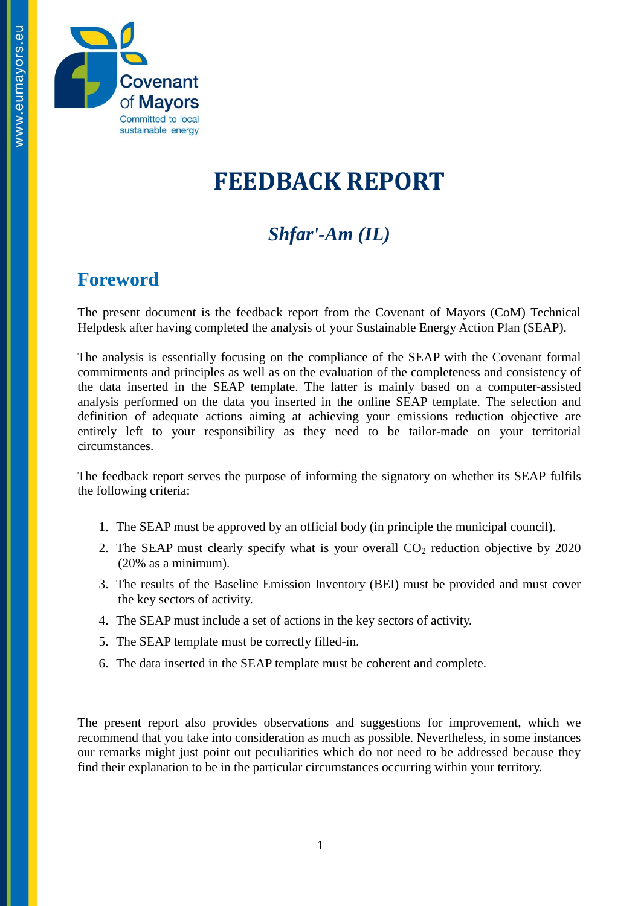# FEEDBACK REPORT

## *Shfar'-Am (IL)*

## Foreword

The present document is the feedback report from the Covenant of Mayors (CoM) Technical Helpdesk after having completed the analysis of your Sustainable Energy Action Plan (SEAP).

The analysis is essentially focusing on the compliance of the SEAP with the Covenant formal commitments and principles as well as on the evaluation of the completeness and consistency of the data inserted in the SEAP template. The latter is mainly based on a computer-assisted analysis performed on the data you inserted in the online SEAP template. The selection and definition of adequate actions aiming at achieving your emissions reduction objective are entirely left to your responsibility as they need to be tailor-made on your territorial circumstances.

The feedback report serves the purpose of informing the signatory on whether its SEAP fulfils the following criteria:

1. The SEAP must be approved by an official body (in principle the municipal council).
2. The SEAP must clearly specify what is your overall $CO_2$ reduction objective by 2020 (20% as a minimum).
3. The results of the Baseline Emission Inventory (BEI) must be provided and must cover the key sectors of activity.
4. The SEAP must include a set of actions in the key sectors of activity.
5. The SEAP template must be correctly filled-in.
6. The data inserted in the SEAP template must be coherent and complete.

The present report also provides observations and suggestions for improvement, which we recommend that you take into consideration as much as possible. Nevertheless, in some instances our remarks might just point out peculiarities which do not need to be addressed because they find their explanation to be in the particular circumstances occurring within your territory.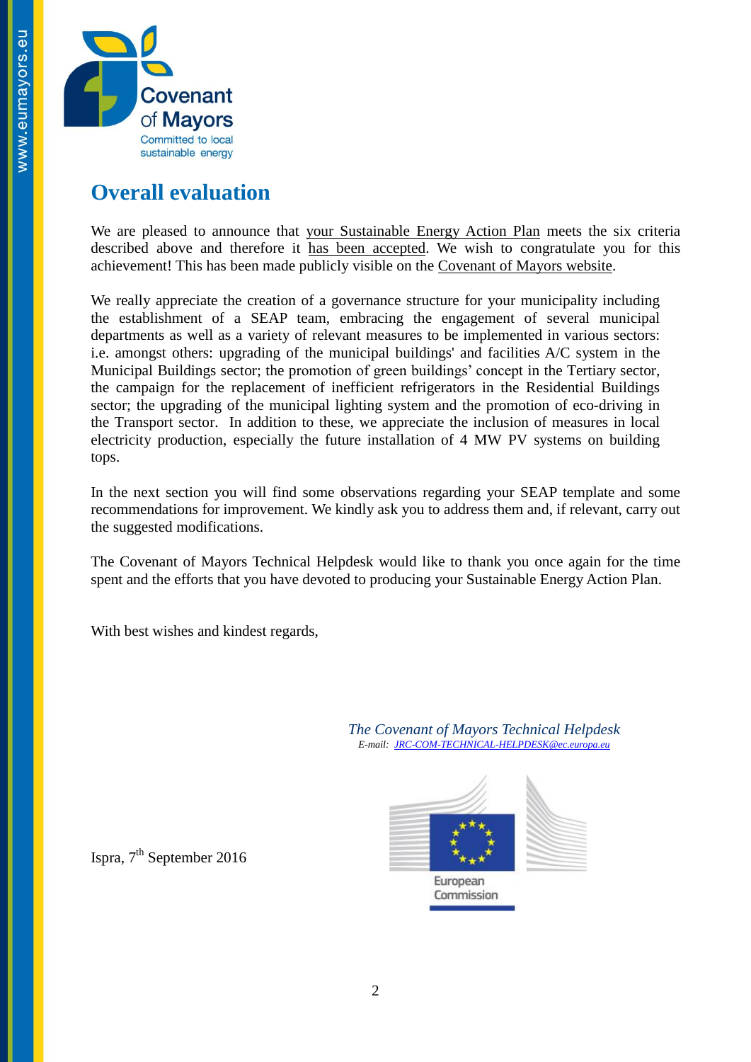# Overall evaluation

We are pleased to announce that your Sustainable Energy Action Plan meets the six criteria described above and therefore it has been accepted. We wish to congratulate you for this achievement! This has been made publicly visible on the Covenant of Mayors website.

We really appreciate the creation of a governance structure for your municipality including the establishment of a SEAP team, embracing the engagement of several municipal departments as well as a variety of relevant measures to be implemented in various sectors: i.e. amongst others: upgrading of the municipal buildings' and facilities A/C system in the Municipal Buildings sector; the promotion of green buildings' concept in the Tertiary sector, the campaign for the replacement of inefficient refrigerators in the Residential Buildings sector; the upgrading of the municipal lighting system and the promotion of eco-driving in the Transport sector. In addition to these, we appreciate the inclusion of measures in local electricity production, especially the future installation of 4 MW PV systems on building tops.

In the next section you will find some observations regarding your SEAP template and some recommendations for improvement. We kindly ask you to address them and, if relevant, carry out the suggested modifications.

The Covenant of Mayors Technical Helpdesk would like to thank you once again for the time spent and the efforts that you have devoted to producing your Sustainable Energy Action Plan.

With best wishes and kindest regards,

*The Covenant of Mayors Technical Helpdesk*
*E-mail: JRC-COM-TECHNICAL-HELPDESK@ec.europa.eu*

Ispra, 7th September 2016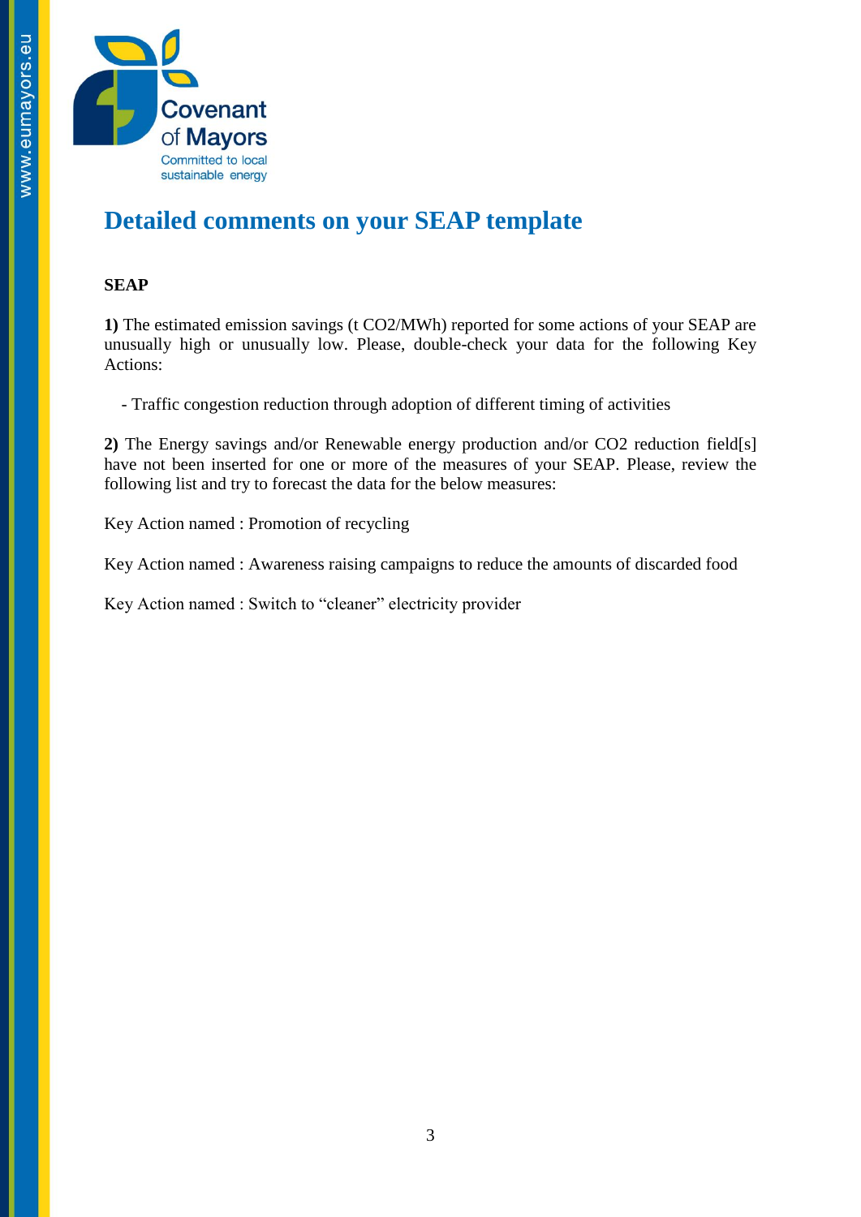# Detailed comments on your SEAP template

**SEAP**

**1)** The estimated emission savings (t $CO_2$/MWh) reported for some actions of your SEAP are unusually high or unusually low. Please, double-check your data for the following Key Actions:

- Traffic congestion reduction through adoption of different timing of activities

**2)** The Energy savings and/or Renewable energy production and/or $CO_2$ reduction field[s] have not been inserted for one or more of the measures of your SEAP. Please, review the following list and try to forecast the data for the below measures:

Key Action named : Promotion of recycling

Key Action named : Awareness raising campaigns to reduce the amounts of discarded food

Key Action named : Switch to “cleaner” electricity provider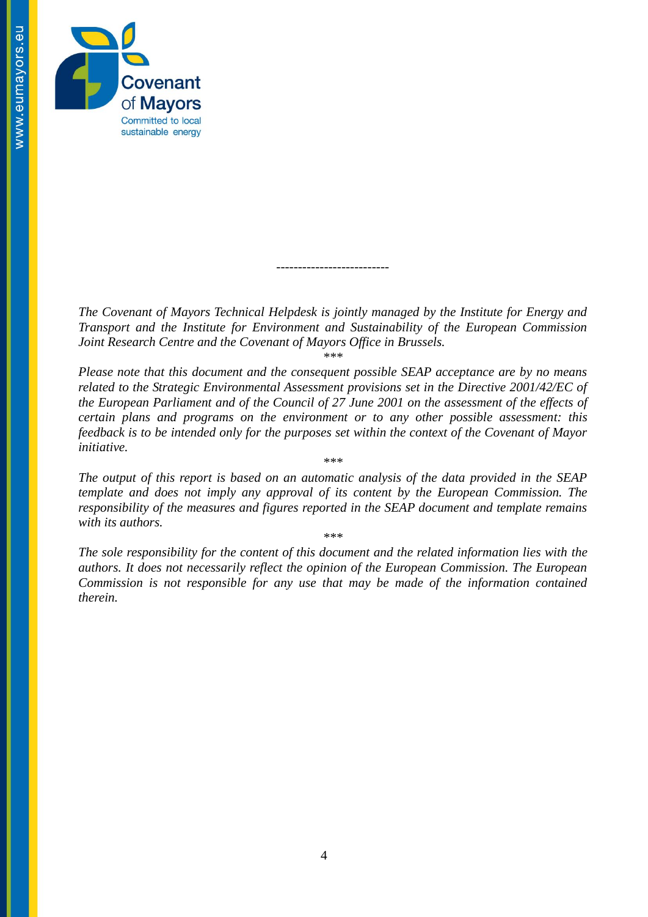Covenant of Mayors

Committed to local sustainable energy

--------------------------

*The Covenant of Mayors Technical Helpdesk is jointly managed by the Institute for Energy and Transport and the Institute for Environment and Sustainability of the European Commission Joint Research Centre and the Covenant of Mayors Office in Brussels.*

\*\*\*

*Please note that this document and the consequent possible SEAP acceptance are by no means related to the Strategic Environmental Assessment provisions set in the Directive 2001/42/EC of the European Parliament and of the Council of 27 June 2001 on the assessment of the effects of certain plans and programs on the environment or to any other possible assessment: this feedback is to be intended only for the purposes set within the context of the Covenant of Mayor initiative.*

\*\*\*

*The output of this report is based on an automatic analysis of the data provided in the SEAP template and does not imply any approval of its content by the European Commission. The responsibility of the measures and figures reported in the SEAP document and template remains with its authors.*

\*\*\*

*The sole responsibility for the content of this document and the related information lies with the authors. It does not necessarily reflect the opinion of the European Commission. The European Commission is not responsible for any use that may be made of the information contained therein.*